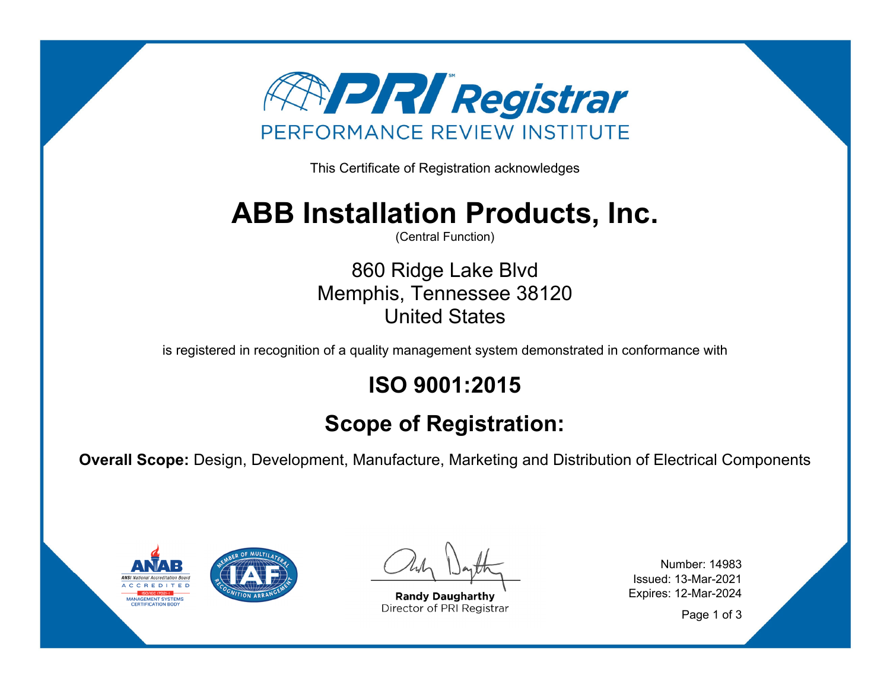# PRI Registrar

PERFORMANCE REVIEW INSTITUTE

This Certificate of Registration acknowledges

# ABB Installation Products, Inc.

(Central Function)

860 Ridge Lake Blvd
Memphis, Tennessee 38120
United States

is registered in recognition of a quality management system demonstrated in conformance with

## ISO 9001:2015

## Scope of Registration:

**Overall Scope:** Design, Development, Manufacture, Marketing and Distribution of Electrical Components

ANAB
ANSI National Accreditation Board
ACCREDITED
ISO/IEC 17021-1
MANAGEMENT SYSTEMS CERTIFICATION BODY

IAF
MEMBER OF MULTILATERAL RECOGNITION ARRANGEMENT

**Randy Daugharthy**
Director of PRI Registrar

Number: 14983
Issued: 13-Mar-2021
Expires: 12-Mar-2024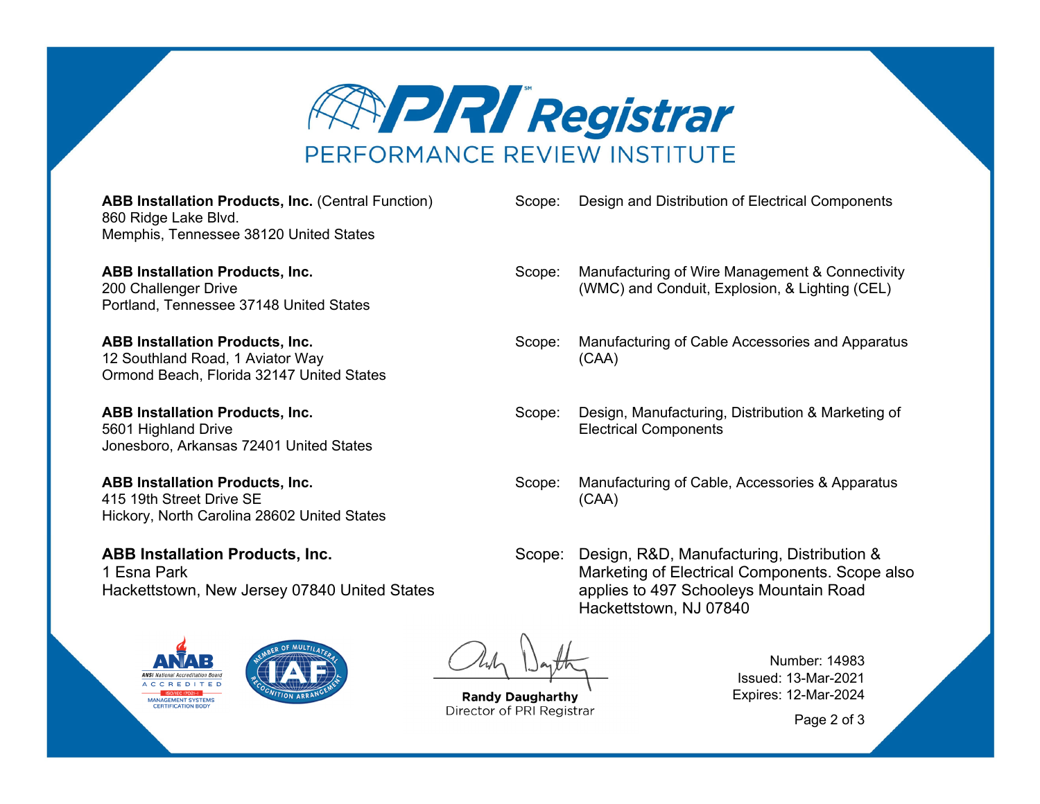# PRI Registrar

PERFORMANCE REVIEW INSTITUTE

| Site | Scope |
| --- | --- |
| **ABB Installation Products, Inc.** (Central Function)<br>860 Ridge Lake Blvd.<br>Memphis, Tennessee 38120 United States | Design and Distribution of Electrical Components |
| **ABB Installation Products, Inc.**<br>200 Challenger Drive<br>Portland, Tennessee 37148 United States | Manufacturing of Wire Management & Connectivity (WMC) and Conduit, Explosion, & Lighting (CEL) |
| **ABB Installation Products, Inc.**<br>12 Southland Road, 1 Aviator Way<br>Ormond Beach, Florida 32147 United States | Manufacturing of Cable Accessories and Apparatus (CAA) |
| **ABB Installation Products, Inc.**<br>5601 Highland Drive<br>Jonesboro, Arkansas 72401 United States | Design, Manufacturing, Distribution & Marketing of Electrical Components |
| **ABB Installation Products, Inc.**<br>415 19th Street Drive SE<br>Hickory, North Carolina 28602 United States | Manufacturing of Cable, Accessories & Apparatus (CAA) |
| **ABB Installation Products, Inc.**<br>1 Esna Park<br>Hackettstown, New Jersey 07840 United States | Design, R&D, Manufacturing, Distribution & Marketing of Electrical Components. Scope also applies to 497 Schooleys Mountain Road Hackettstown, NJ 07840 |

ANAB ANSI National Accreditation Board ACCREDITED ISO/IEC 17021-1 MANAGEMENT SYSTEMS CERTIFICATION BODY

IAF MEMBER OF MULTILATERAL RECOGNITION ARRANGEMENT

**Randy Daugharthy**
Director of PRI Registrar

Number: 14983
Issued: 13-Mar-2021
Expires: 12-Mar-2024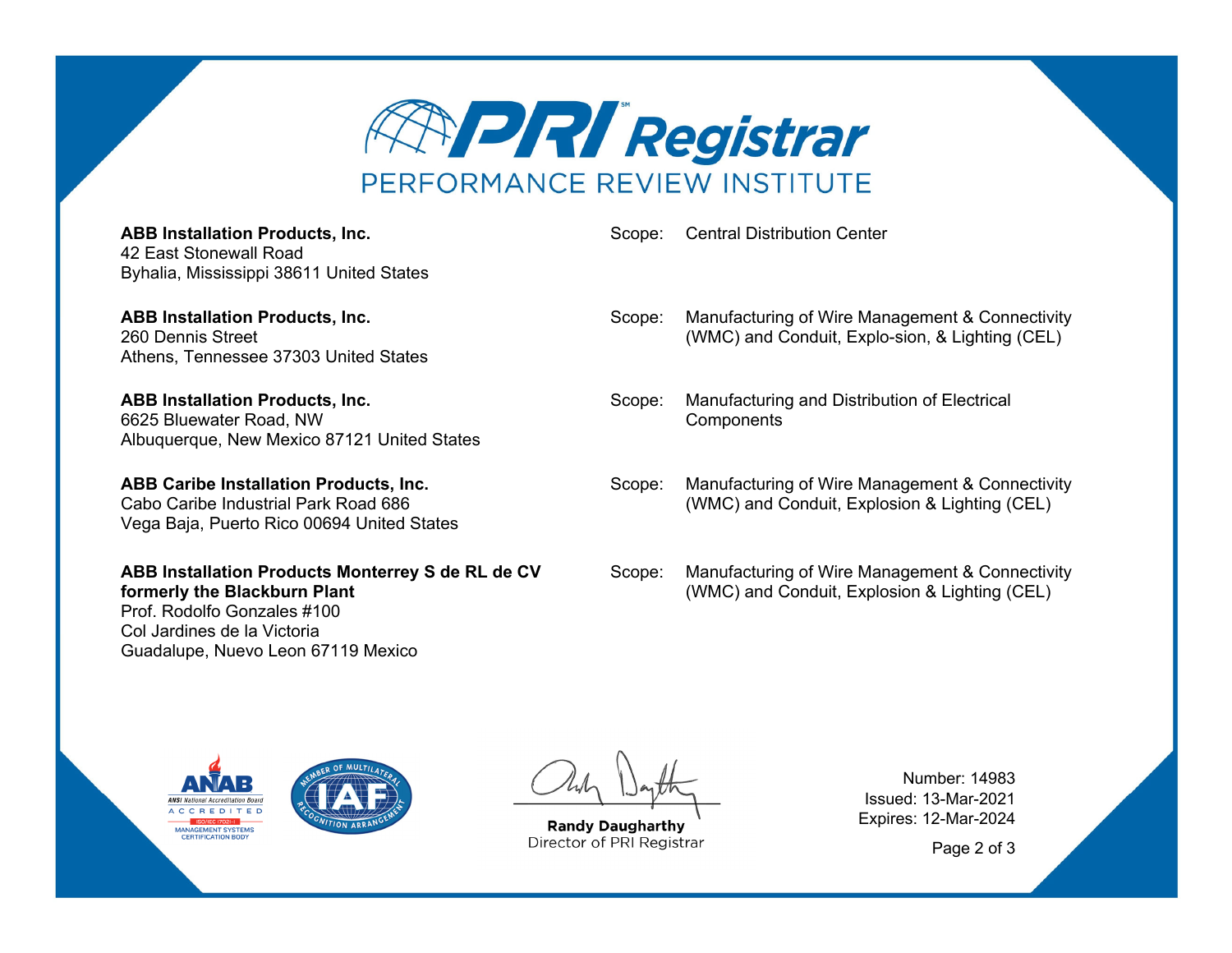# PRI Registrar

PERFORMANCE REVIEW INSTITUTE

**ABB Installation Products, Inc.**
42 East Stonewall Road
Byhalia, Mississippi 38611 United States

Scope: Central Distribution Center

**ABB Installation Products, Inc.**
260 Dennis Street
Athens, Tennessee 37303 United States

Scope: Manufacturing of Wire Management & Connectivity (WMC) and Conduit, Explo-sion, & Lighting (CEL)

**ABB Installation Products, Inc.**
6625 Bluewater Road, NW
Albuquerque, New Mexico 87121 United States

Scope: Manufacturing and Distribution of Electrical Components

**ABB Caribe Installation Products, Inc.**
Cabo Caribe Industrial Park Road 686
Vega Baja, Puerto Rico 00694 United States

Scope: Manufacturing of Wire Management & Connectivity (WMC) and Conduit, Explosion & Lighting (CEL)

**ABB Installation Products Monterrey S de RL de CV**
**formerly the Blackburn Plant**
Prof. Rodolfo Gonzales #100
Col Jardines de la Victoria
Guadalupe, Nuevo Leon 67119 Mexico

Scope: Manufacturing of Wire Management & Connectivity (WMC) and Conduit, Explosion & Lighting (CEL)

ANAB ANSI National Accreditation Board ACCREDITED ISO/IEC 17021-1 MANAGEMENT SYSTEMS CERTIFICATION BODY

IAF MEMBER OF MULTILATERAL RECOGNITION ARRANGEMENT

**Randy Daugharthy**
Director of PRI Registrar

Number: 14983
Issued: 13-Mar-2021
Expires: 12-Mar-2024